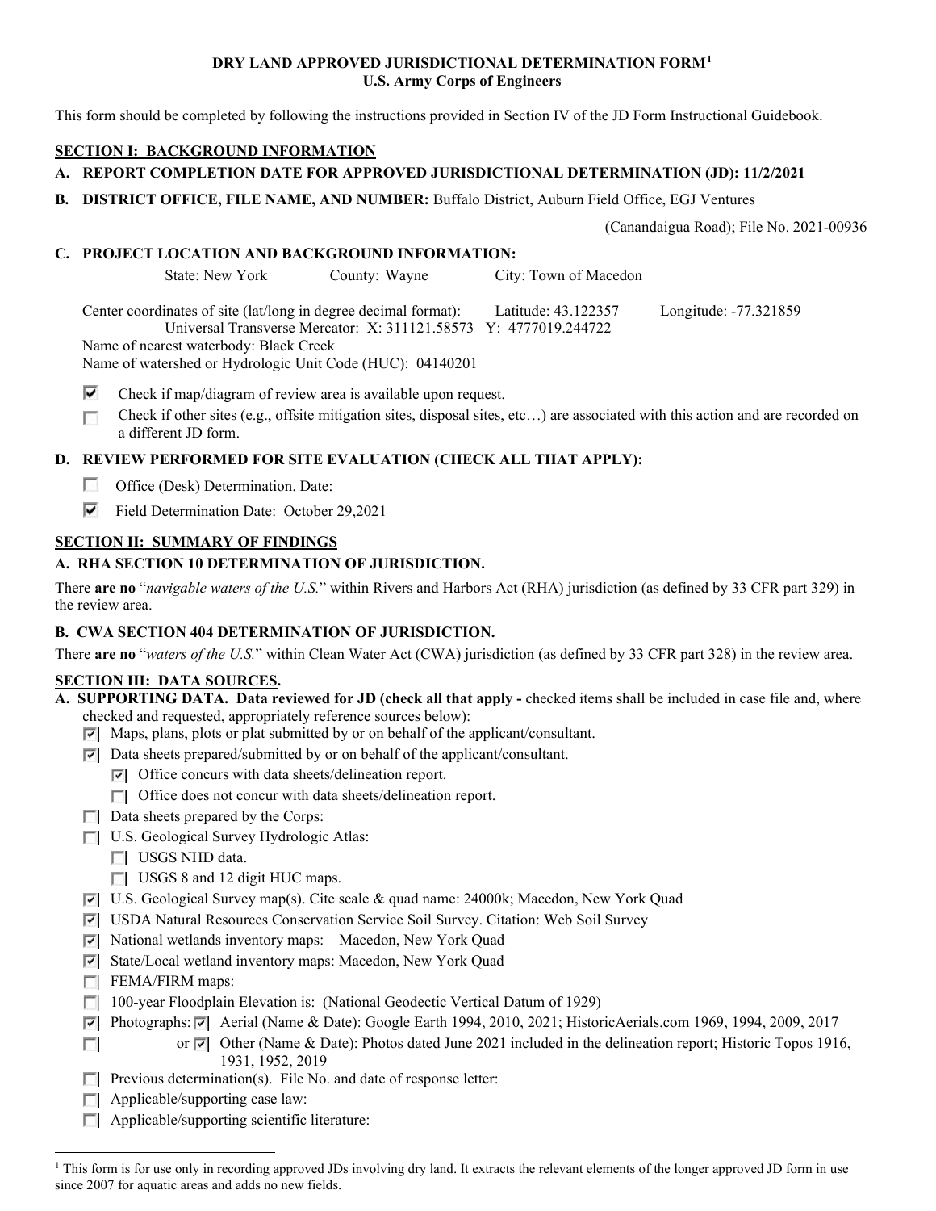**DRY LAND APPROVED JURISDICTIONAL DETERMINATION FORM[1]**
**U.S. Army Corps of Engineers**

This form should be completed by following the instructions provided in Section IV of the JD Form Instructional Guidebook.

## SECTION I: BACKGROUND INFORMATION

**A. REPORT COMPLETION DATE FOR APPROVED JURISDICTIONAL DETERMINATION (JD): 11/2/2021**

**B. DISTRICT OFFICE, FILE NAME, AND NUMBER:** Buffalo District, Auburn Field Office, EGJ Ventures (Canandaigua Road); File No. 2021-00936

**C. PROJECT LOCATION AND BACKGROUND INFORMATION:**

State: New York County: Wayne City: Town of Macedon

Center coordinates of site (lat/long in degree decimal format): Latitude: 43.122357 Longitude: -77.321859
Universal Transverse Mercator: X: 311121.58573 Y: 4777019.244722
Name of nearest waterbody: Black Creek
Name of watershed or Hydrologic Unit Code (HUC): 04140201

- [x] Check if map/diagram of review area is available upon request.
- [ ] Check if other sites (e.g., offsite mitigation sites, disposal sites, etc…) are associated with this action and are recorded on a different JD form.

**D. REVIEW PERFORMED FOR SITE EVALUATION (CHECK ALL THAT APPLY):**

- [ ] Office (Desk) Determination. Date:
- [x] Field Determination Date: October 29,2021

## SECTION II: SUMMARY OF FINDINGS

**A. RHA SECTION 10 DETERMINATION OF JURISDICTION.**

There **are no** "*navigable waters of the U.S.*" within Rivers and Harbors Act (RHA) jurisdiction (as defined by 33 CFR part 329) in the review area.

**B. CWA SECTION 404 DETERMINATION OF JURISDICTION.**

There **are no** "*waters of the U.S.*" within Clean Water Act (CWA) jurisdiction (as defined by 33 CFR part 328) in the review area.

## SECTION III: DATA SOURCES.

**A. SUPPORTING DATA. Data reviewed for JD (check all that apply -** checked items shall be included in case file and, where checked and requested, appropriately reference sources below):

- [x] Maps, plans, plots or plat submitted by or on behalf of the applicant/consultant.
- [x] Data sheets prepared/submitted by or on behalf of the applicant/consultant.
  - [x] Office concurs with data sheets/delineation report.
  - [ ] Office does not concur with data sheets/delineation report.
- [ ] Data sheets prepared by the Corps:
- [ ] U.S. Geological Survey Hydrologic Atlas:
  - [ ] USGS NHD data.
  - [ ] USGS 8 and 12 digit HUC maps.
- [x] U.S. Geological Survey map(s). Cite scale & quad name: 24000k; Macedon, New York Quad
- [x] USDA Natural Resources Conservation Service Soil Survey. Citation: Web Soil Survey
- [x] National wetlands inventory maps: Macedon, New York Quad
- [x] State/Local wetland inventory maps: Macedon, New York Quad
- [ ] FEMA/FIRM maps:
- [ ] 100-year Floodplain Elevation is: (National Geodectic Vertical Datum of 1929)
- [x] Photographs: [x] Aerial (Name & Date): Google Earth 1994, 2010, 2021; HistoricAerials.com 1969, 1994, 2009, 2017
- [ ] or [x] Other (Name & Date): Photos dated June 2021 included in the delineation report; Historic Topos 1916, 1931, 1952, 2019
- [ ] Previous determination(s). File No. and date of response letter:
- [ ] Applicable/supporting case law:
- [ ] Applicable/supporting scientific literature:

[1] This form is for use only in recording approved JDs involving dry land. It extracts the relevant elements of the longer approved JD form in use since 2007 for aquatic areas and adds no new fields.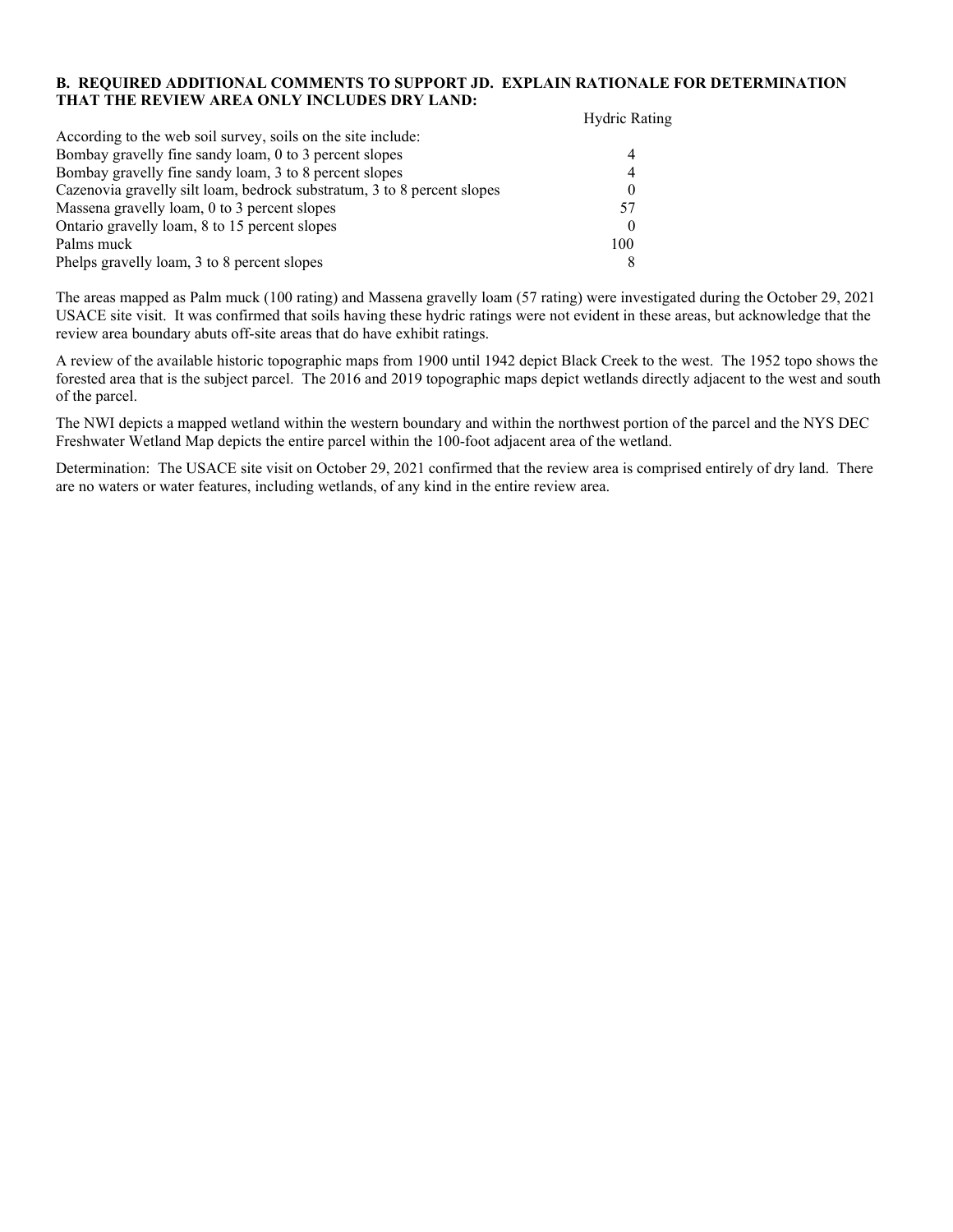**B. REQUIRED ADDITIONAL COMMENTS TO SUPPORT JD. EXPLAIN RATIONALE FOR DETERMINATION THAT THE REVIEW AREA ONLY INCLUDES DRY LAND:**

| | Hydric Rating |
|---|---|
| According to the web soil survey, soils on the site include: | |
| Bombay gravelly fine sandy loam, 0 to 3 percent slopes | 4 |
| Bombay gravelly fine sandy loam, 3 to 8 percent slopes | 4 |
| Cazenovia gravelly silt loam, bedrock substratum, 3 to 8 percent slopes | 0 |
| Massena gravelly loam, 0 to 3 percent slopes | 57 |
| Ontario gravelly loam, 8 to 15 percent slopes | 0 |
| Palms muck | 100 |
| Phelps gravelly loam, 3 to 8 percent slopes | 8 |

The areas mapped as Palm muck (100 rating) and Massena gravelly loam (57 rating) were investigated during the October 29, 2021 USACE site visit. It was confirmed that soils having these hydric ratings were not evident in these areas, but acknowledge that the review area boundary abuts off-site areas that do have exhibit ratings.

A review of the available historic topographic maps from 1900 until 1942 depict Black Creek to the west. The 1952 topo shows the forested area that is the subject parcel. The 2016 and 2019 topographic maps depict wetlands directly adjacent to the west and south of the parcel.

The NWI depicts a mapped wetland within the western boundary and within the northwest portion of the parcel and the NYS DEC Freshwater Wetland Map depicts the entire parcel within the 100-foot adjacent area of the wetland.

Determination: The USACE site visit on October 29, 2021 confirmed that the review area is comprised entirely of dry land. There are no waters or water features, including wetlands, of any kind in the entire review area.